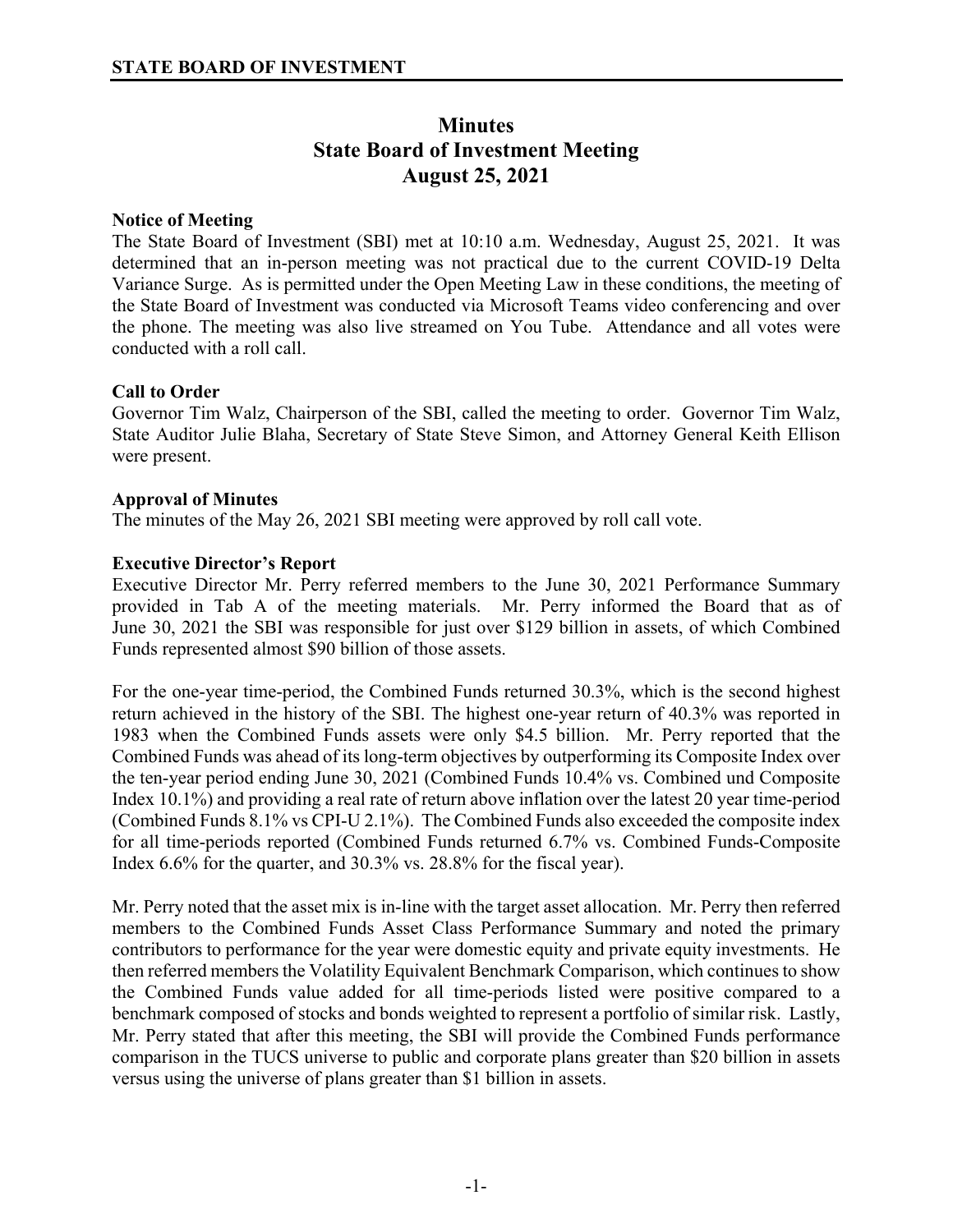**STATE BOARD OF INVESTMENT**

# Minutes
# State Board of Investment Meeting
# August 25, 2021

**Notice of Meeting**

The State Board of Investment (SBI) met at 10:10 a.m. Wednesday, August 25, 2021. It was determined that an in-person meeting was not practical due to the current COVID-19 Delta Variance Surge. As is permitted under the Open Meeting Law in these conditions, the meeting of the State Board of Investment was conducted via Microsoft Teams video conferencing and over the phone. The meeting was also live streamed on You Tube. Attendance and all votes were conducted with a roll call.

**Call to Order**

Governor Tim Walz, Chairperson of the SBI, called the meeting to order. Governor Tim Walz, State Auditor Julie Blaha, Secretary of State Steve Simon, and Attorney General Keith Ellison were present.

**Approval of Minutes**

The minutes of the May 26, 2021 SBI meeting were approved by roll call vote.

**Executive Director's Report**

Executive Director Mr. Perry referred members to the June 30, 2021 Performance Summary provided in Tab A of the meeting materials. Mr. Perry informed the Board that as of June 30, 2021 the SBI was responsible for just over $129 billion in assets, of which Combined Funds represented almost $90 billion of those assets.

For the one-year time-period, the Combined Funds returned 30.3%, which is the second highest return achieved in the history of the SBI. The highest one-year return of 40.3% was reported in 1983 when the Combined Funds assets were only $4.5 billion. Mr. Perry reported that the Combined Funds was ahead of its long-term objectives by outperforming its Composite Index over the ten-year period ending June 30, 2021 (Combined Funds 10.4% vs. Combined und Composite Index 10.1%) and providing a real rate of return above inflation over the latest 20 year time-period (Combined Funds 8.1% vs CPI-U 2.1%). The Combined Funds also exceeded the composite index for all time-periods reported (Combined Funds returned 6.7% vs. Combined Funds-Composite Index 6.6% for the quarter, and 30.3% vs. 28.8% for the fiscal year).

Mr. Perry noted that the asset mix is in-line with the target asset allocation. Mr. Perry then referred members to the Combined Funds Asset Class Performance Summary and noted the primary contributors to performance for the year were domestic equity and private equity investments. He then referred members the Volatility Equivalent Benchmark Comparison, which continues to show the Combined Funds value added for all time-periods listed were positive compared to a benchmark composed of stocks and bonds weighted to represent a portfolio of similar risk. Lastly, Mr. Perry stated that after this meeting, the SBI will provide the Combined Funds performance comparison in the TUCS universe to public and corporate plans greater than $20 billion in assets versus using the universe of plans greater than $1 billion in assets.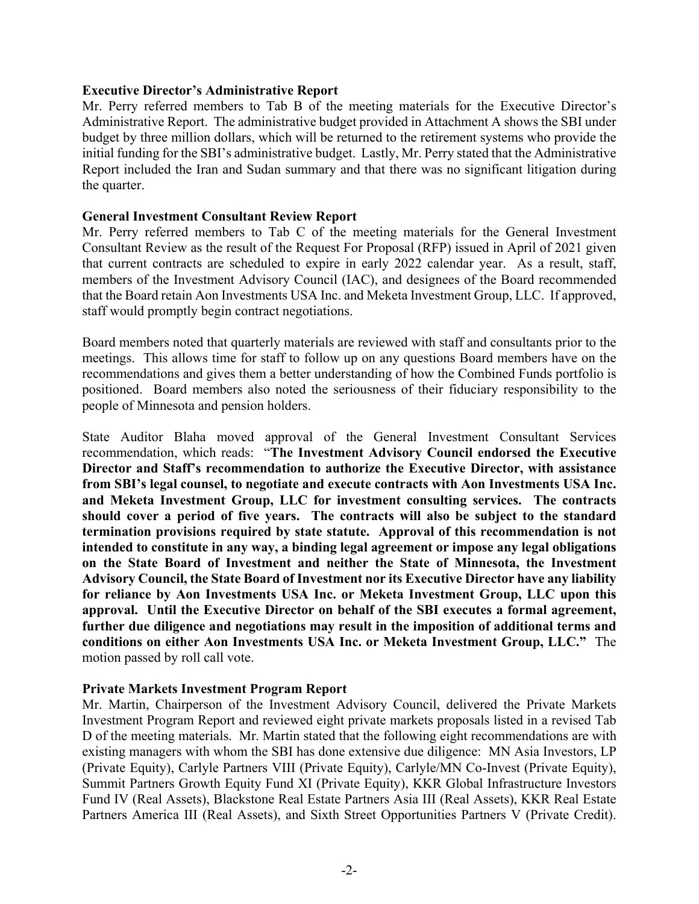**Executive Director's Administrative Report**

Mr. Perry referred members to Tab B of the meeting materials for the Executive Director's Administrative Report. The administrative budget provided in Attachment A shows the SBI under budget by three million dollars, which will be returned to the retirement systems who provide the initial funding for the SBI's administrative budget. Lastly, Mr. Perry stated that the Administrative Report included the Iran and Sudan summary and that there was no significant litigation during the quarter.

**General Investment Consultant Review Report**

Mr. Perry referred members to Tab C of the meeting materials for the General Investment Consultant Review as the result of the Request For Proposal (RFP) issued in April of 2021 given that current contracts are scheduled to expire in early 2022 calendar year. As a result, staff, members of the Investment Advisory Council (IAC), and designees of the Board recommended that the Board retain Aon Investments USA Inc. and Meketa Investment Group, LLC. If approved, staff would promptly begin contract negotiations.

Board members noted that quarterly materials are reviewed with staff and consultants prior to the meetings. This allows time for staff to follow up on any questions Board members have on the recommendations and gives them a better understanding of how the Combined Funds portfolio is positioned. Board members also noted the seriousness of their fiduciary responsibility to the people of Minnesota and pension holders.

State Auditor Blaha moved approval of the General Investment Consultant Services recommendation, which reads: "**The Investment Advisory Council endorsed the Executive Director and Staff's recommendation to authorize the Executive Director, with assistance from SBI's legal counsel, to negotiate and execute contracts with Aon Investments USA Inc. and Meketa Investment Group, LLC for investment consulting services. The contracts should cover a period of five years. The contracts will also be subject to the standard termination provisions required by state statute. Approval of this recommendation is not intended to constitute in any way, a binding legal agreement or impose any legal obligations on the State Board of Investment and neither the State of Minnesota, the Investment Advisory Council, the State Board of Investment nor its Executive Director have any liability for reliance by Aon Investments USA Inc. or Meketa Investment Group, LLC upon this approval. Until the Executive Director on behalf of the SBI executes a formal agreement, further due diligence and negotiations may result in the imposition of additional terms and conditions on either Aon Investments USA Inc. or Meketa Investment Group, LLC.**" The motion passed by roll call vote.

**Private Markets Investment Program Report**

Mr. Martin, Chairperson of the Investment Advisory Council, delivered the Private Markets Investment Program Report and reviewed eight private markets proposals listed in a revised Tab D of the meeting materials. Mr. Martin stated that the following eight recommendations are with existing managers with whom the SBI has done extensive due diligence: MN Asia Investors, LP (Private Equity), Carlyle Partners VIII (Private Equity), Carlyle/MN Co-Invest (Private Equity), Summit Partners Growth Equity Fund XI (Private Equity), KKR Global Infrastructure Investors Fund IV (Real Assets), Blackstone Real Estate Partners Asia III (Real Assets), KKR Real Estate Partners America III (Real Assets), and Sixth Street Opportunities Partners V (Private Credit).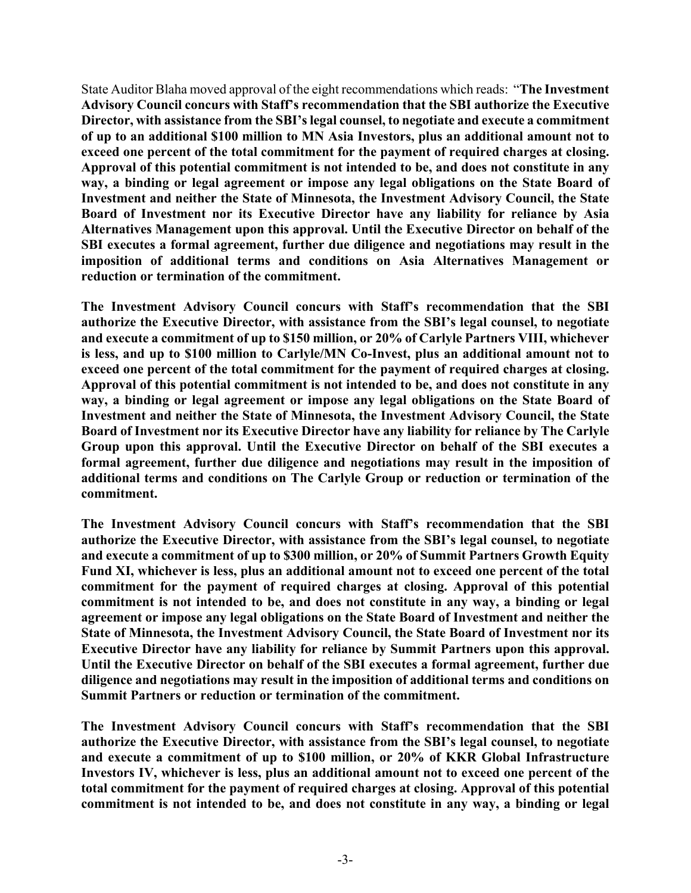State Auditor Blaha moved approval of the eight recommendations which reads: "**The Investment Advisory Council concurs with Staff's recommendation that the SBI authorize the Executive Director, with assistance from the SBI's legal counsel, to negotiate and execute a commitment of up to an additional $100 million to MN Asia Investors, plus an additional amount not to exceed one percent of the total commitment for the payment of required charges at closing. Approval of this potential commitment is not intended to be, and does not constitute in any way, a binding or legal agreement or impose any legal obligations on the State Board of Investment and neither the State of Minnesota, the Investment Advisory Council, the State Board of Investment nor its Executive Director have any liability for reliance by Asia Alternatives Management upon this approval. Until the Executive Director on behalf of the SBI executes a formal agreement, further due diligence and negotiations may result in the imposition of additional terms and conditions on Asia Alternatives Management or reduction or termination of the commitment.**

**The Investment Advisory Council concurs with Staff's recommendation that the SBI authorize the Executive Director, with assistance from the SBI's legal counsel, to negotiate and execute a commitment of up to $150 million, or 20% of Carlyle Partners VIII, whichever is less, and up to $100 million to Carlyle/MN Co-Invest, plus an additional amount not to exceed one percent of the total commitment for the payment of required charges at closing. Approval of this potential commitment is not intended to be, and does not constitute in any way, a binding or legal agreement or impose any legal obligations on the State Board of Investment and neither the State of Minnesota, the Investment Advisory Council, the State Board of Investment nor its Executive Director have any liability for reliance by The Carlyle Group upon this approval. Until the Executive Director on behalf of the SBI executes a formal agreement, further due diligence and negotiations may result in the imposition of additional terms and conditions on The Carlyle Group or reduction or termination of the commitment.**

**The Investment Advisory Council concurs with Staff's recommendation that the SBI authorize the Executive Director, with assistance from the SBI's legal counsel, to negotiate and execute a commitment of up to $300 million, or 20% of Summit Partners Growth Equity Fund XI, whichever is less, plus an additional amount not to exceed one percent of the total commitment for the payment of required charges at closing. Approval of this potential commitment is not intended to be, and does not constitute in any way, a binding or legal agreement or impose any legal obligations on the State Board of Investment and neither the State of Minnesota, the Investment Advisory Council, the State Board of Investment nor its Executive Director have any liability for reliance by Summit Partners upon this approval. Until the Executive Director on behalf of the SBI executes a formal agreement, further due diligence and negotiations may result in the imposition of additional terms and conditions on Summit Partners or reduction or termination of the commitment.**

**The Investment Advisory Council concurs with Staff's recommendation that the SBI authorize the Executive Director, with assistance from the SBI's legal counsel, to negotiate and execute a commitment of up to $100 million, or 20% of KKR Global Infrastructure Investors IV, whichever is less, plus an additional amount not to exceed one percent of the total commitment for the payment of required charges at closing. Approval of this potential commitment is not intended to be, and does not constitute in any way, a binding or legal**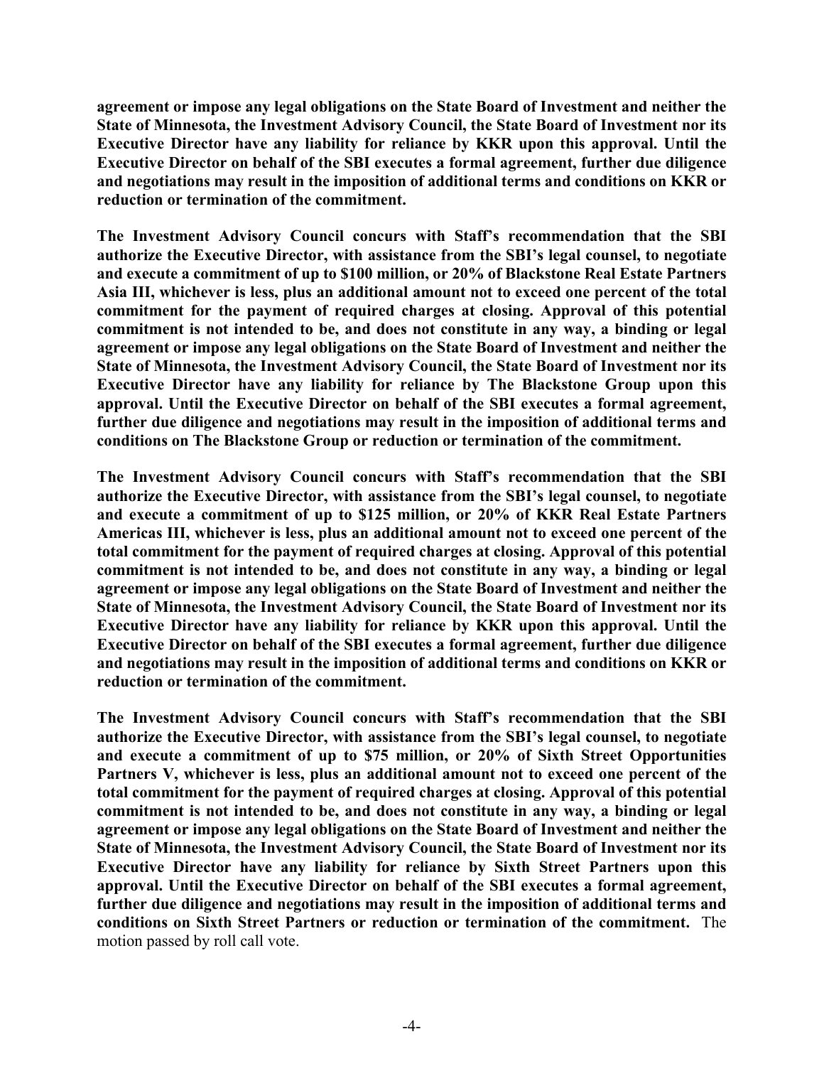**agreement or impose any legal obligations on the State Board of Investment and neither the State of Minnesota, the Investment Advisory Council, the State Board of Investment nor its Executive Director have any liability for reliance by KKR upon this approval. Until the Executive Director on behalf of the SBI executes a formal agreement, further due diligence and negotiations may result in the imposition of additional terms and conditions on KKR or reduction or termination of the commitment.**

**The Investment Advisory Council concurs with Staff's recommendation that the SBI authorize the Executive Director, with assistance from the SBI's legal counsel, to negotiate and execute a commitment of up to $100 million, or 20% of Blackstone Real Estate Partners Asia III, whichever is less, plus an additional amount not to exceed one percent of the total commitment for the payment of required charges at closing. Approval of this potential commitment is not intended to be, and does not constitute in any way, a binding or legal agreement or impose any legal obligations on the State Board of Investment and neither the State of Minnesota, the Investment Advisory Council, the State Board of Investment nor its Executive Director have any liability for reliance by The Blackstone Group upon this approval. Until the Executive Director on behalf of the SBI executes a formal agreement, further due diligence and negotiations may result in the imposition of additional terms and conditions on The Blackstone Group or reduction or termination of the commitment.**

**The Investment Advisory Council concurs with Staff's recommendation that the SBI authorize the Executive Director, with assistance from the SBI's legal counsel, to negotiate and execute a commitment of up to $125 million, or 20% of KKR Real Estate Partners Americas III, whichever is less, plus an additional amount not to exceed one percent of the total commitment for the payment of required charges at closing. Approval of this potential commitment is not intended to be, and does not constitute in any way, a binding or legal agreement or impose any legal obligations on the State Board of Investment and neither the State of Minnesota, the Investment Advisory Council, the State Board of Investment nor its Executive Director have any liability for reliance by KKR upon this approval. Until the Executive Director on behalf of the SBI executes a formal agreement, further due diligence and negotiations may result in the imposition of additional terms and conditions on KKR or reduction or termination of the commitment.**

**The Investment Advisory Council concurs with Staff's recommendation that the SBI authorize the Executive Director, with assistance from the SBI's legal counsel, to negotiate and execute a commitment of up to $75 million, or 20% of Sixth Street Opportunities Partners V, whichever is less, plus an additional amount not to exceed one percent of the total commitment for the payment of required charges at closing. Approval of this potential commitment is not intended to be, and does not constitute in any way, a binding or legal agreement or impose any legal obligations on the State Board of Investment and neither the State of Minnesota, the Investment Advisory Council, the State Board of Investment nor its Executive Director have any liability for reliance by Sixth Street Partners upon this approval. Until the Executive Director on behalf of the SBI executes a formal agreement, further due diligence and negotiations may result in the imposition of additional terms and conditions on Sixth Street Partners or reduction or termination of the commitment.** The motion passed by roll call vote.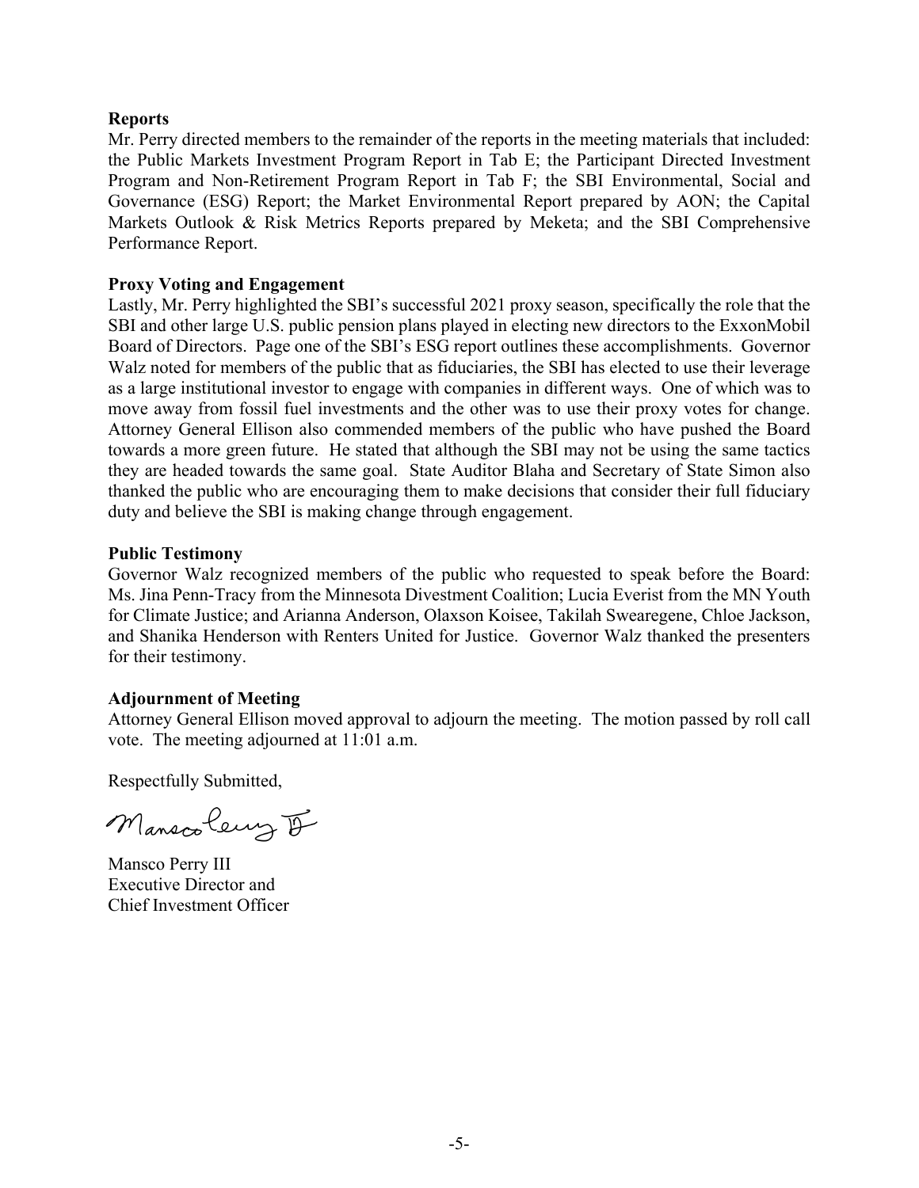**Reports**

Mr. Perry directed members to the remainder of the reports in the meeting materials that included: the Public Markets Investment Program Report in Tab E; the Participant Directed Investment Program and Non-Retirement Program Report in Tab F; the SBI Environmental, Social and Governance (ESG) Report; the Market Environmental Report prepared by AON; the Capital Markets Outlook & Risk Metrics Reports prepared by Meketa; and the SBI Comprehensive Performance Report.

**Proxy Voting and Engagement**

Lastly, Mr. Perry highlighted the SBI's successful 2021 proxy season, specifically the role that the SBI and other large U.S. public pension plans played in electing new directors to the ExxonMobil Board of Directors. Page one of the SBI's ESG report outlines these accomplishments. Governor Walz noted for members of the public that as fiduciaries, the SBI has elected to use their leverage as a large institutional investor to engage with companies in different ways. One of which was to move away from fossil fuel investments and the other was to use their proxy votes for change. Attorney General Ellison also commended members of the public who have pushed the Board towards a more green future. He stated that although the SBI may not be using the same tactics they are headed towards the same goal. State Auditor Blaha and Secretary of State Simon also thanked the public who are encouraging them to make decisions that consider their full fiduciary duty and believe the SBI is making change through engagement.

**Public Testimony**

Governor Walz recognized members of the public who requested to speak before the Board: Ms. Jina Penn-Tracy from the Minnesota Divestment Coalition; Lucia Everist from the MN Youth for Climate Justice; and Arianna Anderson, Olaxson Koisee, Takilah Sweearegene, Chloe Jackson, and Shanika Henderson with Renters United for Justice. Governor Walz thanked the presenters for their testimony.

**Adjournment of Meeting**

Attorney General Ellison moved approval to adjourn the meeting. The motion passed by roll call vote. The meeting adjourned at 11:01 a.m.

Respectfully Submitted,

Mansco Perry III
Executive Director and
Chief Investment Officer